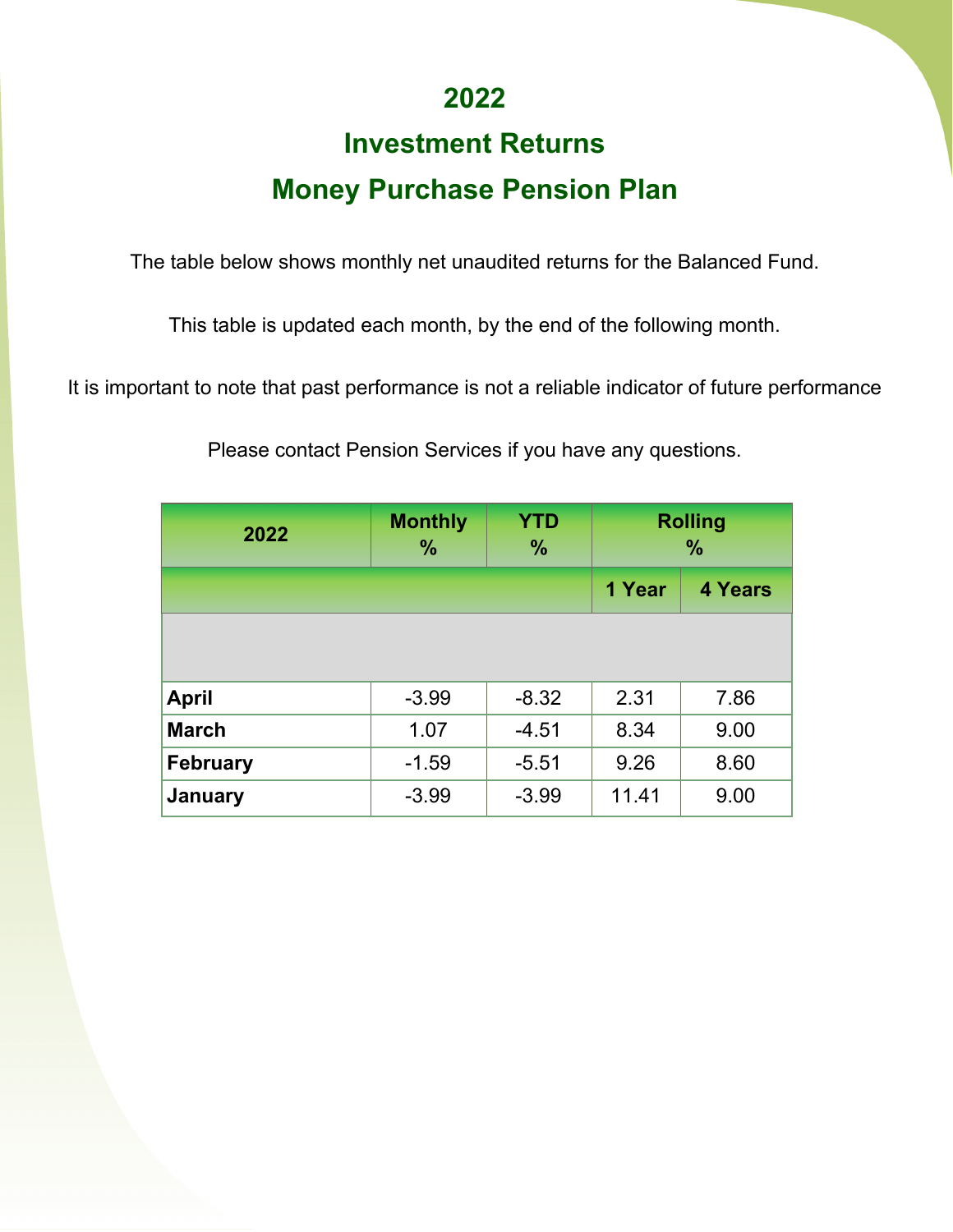# 2022

# Investment Returns

# Money Purchase Pension Plan

The table below shows monthly net unaudited returns for the Balanced Fund.

This table is updated each month, by the end of the following month.

It is important to note that past performance is not a reliable indicator of future performance

Please contact Pension Services if you have any questions.

| 2022 | Monthly % | YTD % | Rolling % | |
|---|---|---|---|---|
| | | | 1 Year | 4 Years |
| | | | | |
| **April** | -3.99 | -8.32 | 2.31 | 7.86 |
| **March** | 1.07 | -4.51 | 8.34 | 9.00 |
| **February** | -1.59 | -5.51 | 9.26 | 8.60 |
| **January** | -3.99 | -3.99 | 11.41 | 9.00 |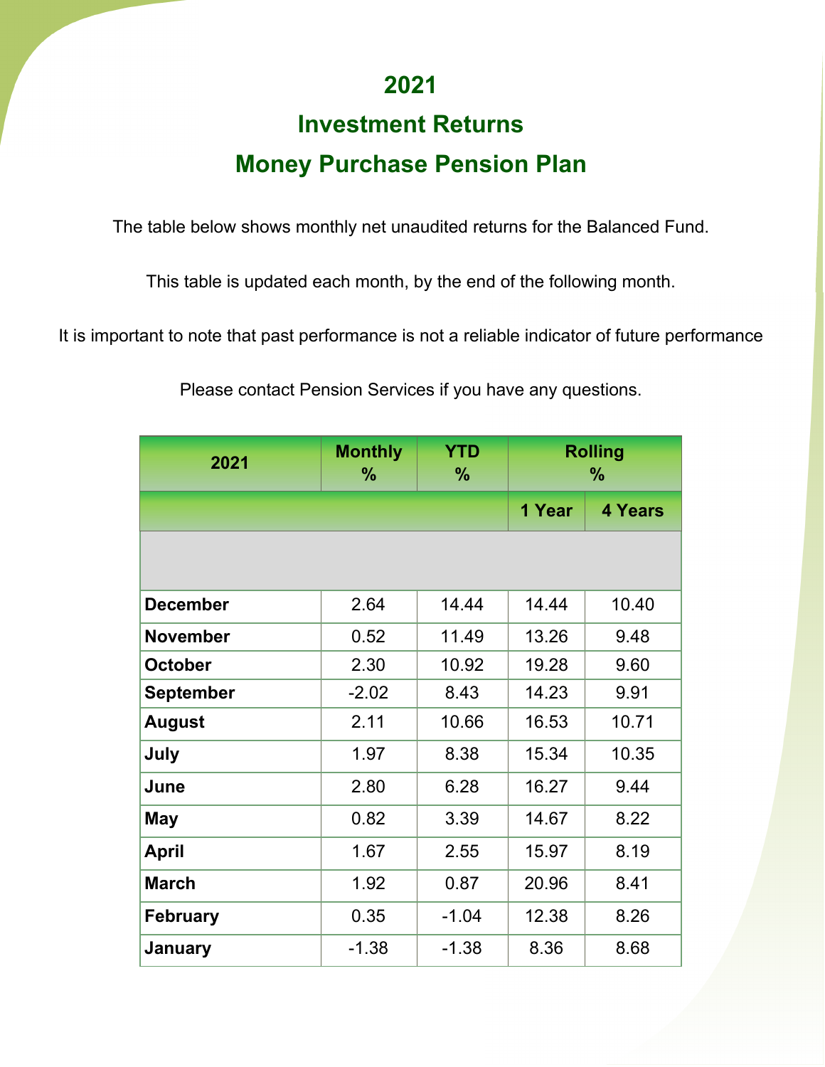# 2021

# Investment Returns

# Money Purchase Pension Plan

The table below shows monthly net unaudited returns for the Balanced Fund.

This table is updated each month, by the end of the following month.

It is important to note that past performance is not a reliable indicator of future performance

Please contact Pension Services if you have any questions.

| 2021 | Monthly % | YTD % | Rolling % | |
|---|---|---|---|---|
| | | | 1 Year | 4 Years |
| | | | | |
| **December** | 2.64 | 14.44 | 14.44 | 10.40 |
| **November** | 0.52 | 11.49 | 13.26 | 9.48 |
| **October** | 2.30 | 10.92 | 19.28 | 9.60 |
| **September** | -2.02 | 8.43 | 14.23 | 9.91 |
| **August** | 2.11 | 10.66 | 16.53 | 10.71 |
| **July** | 1.97 | 8.38 | 15.34 | 10.35 |
| **June** | 2.80 | 6.28 | 16.27 | 9.44 |
| **May** | 0.82 | 3.39 | 14.67 | 8.22 |
| **April** | 1.67 | 2.55 | 15.97 | 8.19 |
| **March** | 1.92 | 0.87 | 20.96 | 8.41 |
| **February** | 0.35 | -1.04 | 12.38 | 8.26 |
| **January** | -1.38 | -1.38 | 8.36 | 8.68 |